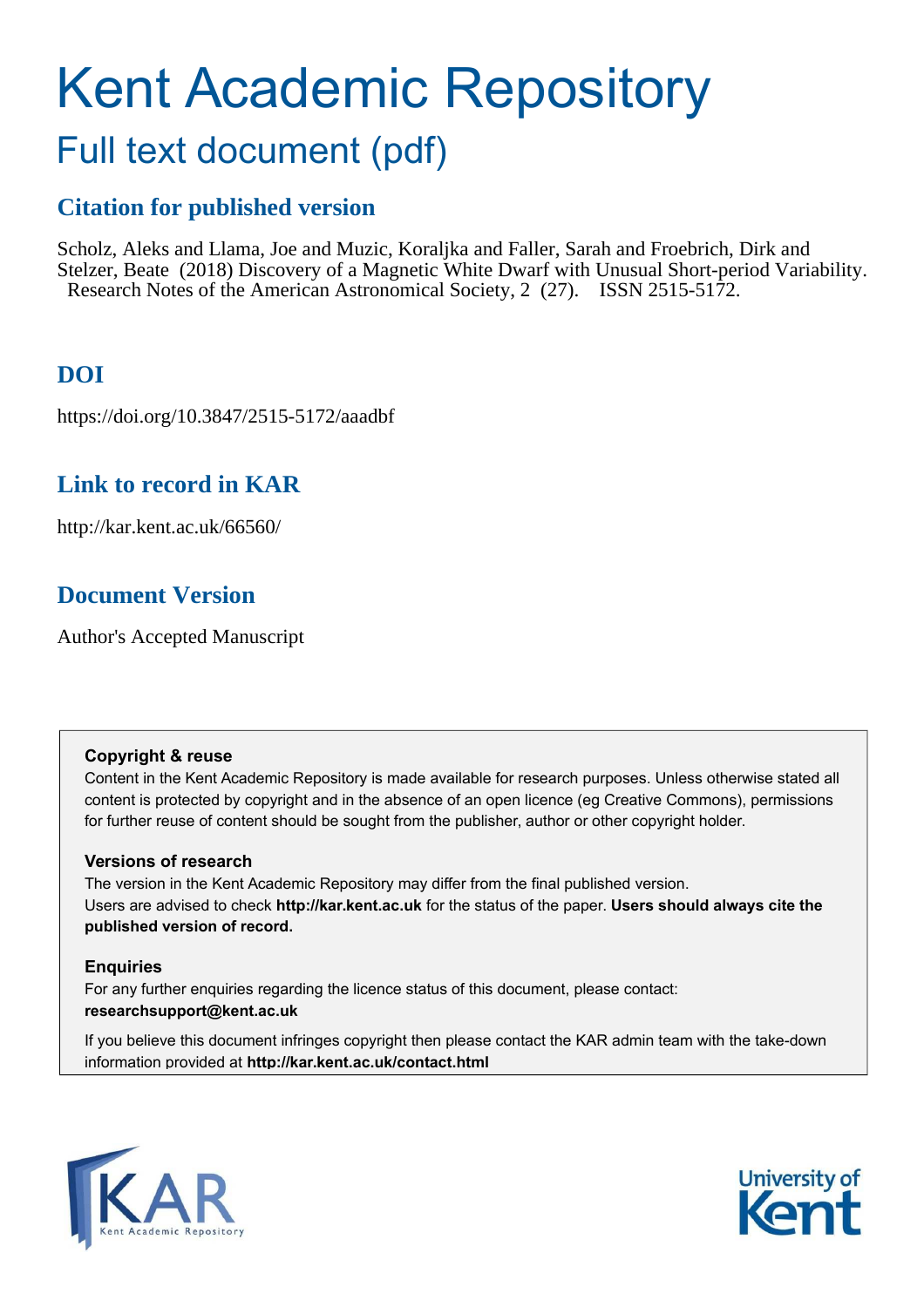# Kent Academic Repository

## Full text document (pdf)

### Citation for published version

Scholz, Aleks and Llama, Joe and Muzic, Koraljka and Faller, Sarah and Froebrich, Dirk and Stelzer, Beate (2018) Discovery of a Magnetic White Dwarf with Unusual Short-period Variability. Research Notes of the American Astronomical Society, 2 (27). ISSN 2515-5172.

### DOI

https://doi.org/10.3847/2515-5172/aaadbf

### Link to record in KAR

http://kar.kent.ac.uk/66560/

### Document Version

Author's Accepted Manuscript

**Copyright & reuse**

Content in the Kent Academic Repository is made available for research purposes. Unless otherwise stated all content is protected by copyright and in the absence of an open licence (eg Creative Commons), permissions for further reuse of content should be sought from the publisher, author or other copyright holder.

**Versions of research**

The version in the Kent Academic Repository may differ from the final published version. Users are advised to check **http://kar.kent.ac.uk** for the status of the paper. **Users should always cite the published version of record.**

**Enquiries**

For any further enquiries regarding the licence status of this document, please contact: **researchsupport@kent.ac.uk**

If you believe this document infringes copyright then please contact the KAR admin team with the take-down information provided at **http://kar.kent.ac.uk/contact.html**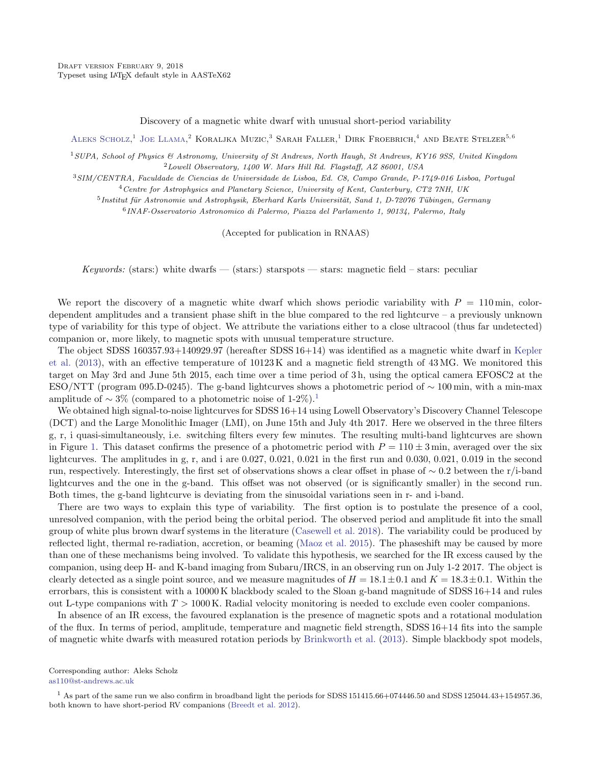Draft version February 9, 2018
Typeset using LaTeX default style in AASTeX62

Discovery of a magnetic white dwarf with unusual short-period variability

Aleks Scholz,[1] Joe Llama,[2] Koraljka Muzic,[3] Sarah Faller,[1] Dirk Froebrich,[4] and Beate Stelzer[5,6]

[1] SUPA, School of Physics & Astronomy, University of St Andrews, North Haugh, St Andrews, KY16 9SS, United Kingdom
[2] Lowell Observatory, 1400 W. Mars Hill Rd. Flagstaff, AZ 86001, USA
[3] SIM/CENTRA, Faculdade de Ciencias de Universidade de Lisboa, Ed. C8, Campo Grande, P-1749-016 Lisboa, Portugal
[4] Centre for Astrophysics and Planetary Science, University of Kent, Canterbury, CT2 7NH, UK
[5] Institut für Astronomie und Astrophysik, Eberhard Karls Universität, Sand 1, D-72076 Tübingen, Germany
[6] INAF-Osservatorio Astronomico di Palermo, Piazza del Parlamento 1, 90134, Palermo, Italy

(Accepted for publication in RNAAS)

*Keywords:* (stars:) white dwarfs — (stars:) starspots — stars: magnetic field – stars: peculiar

We report the discovery of a magnetic white dwarf which shows periodic variability with $P = 110$ min, color-dependent amplitudes and a transient phase shift in the blue compared to the red lightcurve – a previously unknown type of variability for this type of object. We attribute the variations either to a close ultracool (thus far undetected) companion or, more likely, to magnetic spots with unusual temperature structure.

The object SDSS 160357.93+140929.97 (hereafter SDSS 16+14) was identified as a magnetic white dwarf in Kepler et al. (2013), with an effective temperature of 10123 K and a magnetic field strength of 43 MG. We monitored this target on May 3rd and June 5th 2015, each time over a time period of 3 h, using the optical camera EFOSC2 at the ESO/NTT (program 095.D-0245). The g-band lightcurves shows a photometric period of $\sim 100$ min, with a min-max amplitude of $\sim 3\%$ (compared to a photometric noise of 1-2%).[1]

We obtained high signal-to-noise lightcurves for SDSS 16+14 using Lowell Observatory's Discovery Channel Telescope (DCT) and the Large Monolithic Imager (LMI), on June 15th and July 4th 2017. Here we observed in the three filters g, r, i quasi-simultaneously, i.e. switching filters every few minutes. The resulting multi-band lightcurves are shown in Figure 1. This dataset confirms the presence of a photometric period with $P = 110 \pm 3$ min, averaged over the six lightcurves. The amplitudes in g, r, and i are 0.027, 0.021, 0.021 in the first run and 0.030, 0.021, 0.019 in the second run, respectively. Interestingly, the first set of observations shows a clear offset in phase of $\sim 0.2$ between the r/i-band lightcurves and the one in the g-band. This offset was not observed (or is significantly smaller) in the second run. Both times, the g-band lightcurve is deviating from the sinusoidal variations seen in r- and i-band.

There are two ways to explain this type of variability. The first option is to postulate the presence of a cool, unresolved companion, with the period being the orbital period. The observed period and amplitude fit into the small group of white plus brown dwarf systems in the literature (Casewell et al. 2018). The variability could be produced by reflected light, thermal re-radiation, accretion, or beaming (Maoz et al. 2015). The phaseshift may be caused by more than one of these mechanisms being involved. To validate this hypothesis, we searched for the IR excess caused by the companion, using deep H- and K-band imaging from Subaru/IRCS, in an observing run on July 1-2 2017. The object is clearly detected as a single point source, and we measure magnitudes of $H = 18.1 \pm 0.1$ and $K = 18.3 \pm 0.1$. Within the errorbars, this is consistent with a 10000 K blackbody scaled to the Sloan g-band magnitude of SDSS 16+14 and rules out L-type companions with $T > 1000$ K. Radial velocity monitoring is needed to exclude even cooler companions.

In absence of an IR excess, the favoured explanation is the presence of magnetic spots and a rotational modulation of the flux. In terms of period, amplitude, temperature and magnetic field strength, SDSS 16+14 fits into the sample of magnetic white dwarfs with measured rotation periods by Brinkworth et al. (2013). Simple blackbody spot models,

Corresponding author: Aleks Scholz
as110@st-andrews.ac.uk

[1] As part of the same run we also confirm in broadband light the periods for SDSS 151415.66+074446.50 and SDSS 125044.43+154957.36, both known to have short-period RV companions (Breedt et al. 2012).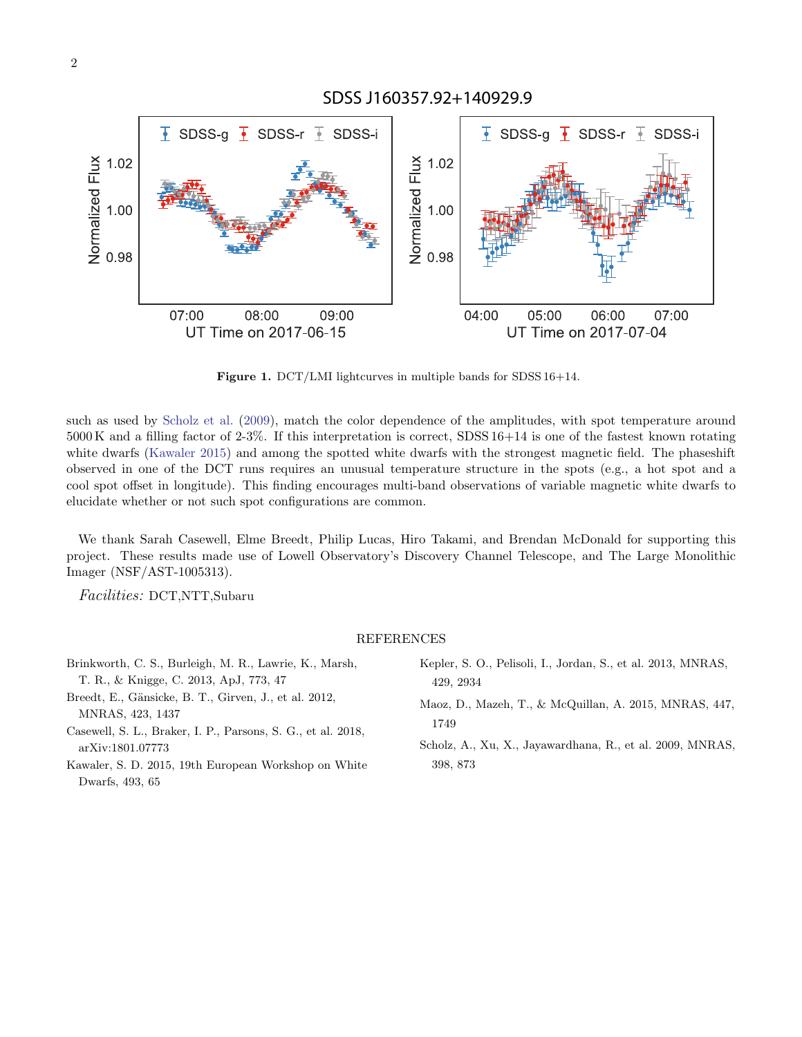SDSS J160357.92+140929.9

SDSS-g SDSS-r SDSS-i

Normalized Flux

1.02
1.00
0.98

07:00 08:00 09:00

UT Time on 2017-06-15

SDSS-g SDSS-r SDSS-i

Normalized Flux

1.02
1.00
0.98

04:00 05:00 06:00 07:00

UT Time on 2017-07-04

**Figure 1.** DCT/LMI lightcurves in multiple bands for SDSS 16+14.

such as used by Scholz et al. (2009), match the color dependence of the amplitudes, with spot temperature around 5000 K and a filling factor of 2-3%. If this interpretation is correct, SDSS 16+14 is one of the fastest known rotating white dwarfs (Kawaler 2015) and among the spotted white dwarfs with the strongest magnetic field. The phaseshift observed in one of the DCT runs requires an unusual temperature structure in the spots (e.g., a hot spot and a cool spot offset in longitude). This finding encourages multi-band observations of variable magnetic white dwarfs to elucidate whether or not such spot configurations are common.

We thank Sarah Casewell, Elme Breedt, Philip Lucas, Hiro Takami, and Brendan McDonald for supporting this project. These results made use of Lowell Observatory's Discovery Channel Telescope, and The Large Monolithic Imager (NSF/AST-1005313).

*Facilities:* DCT,NTT,Subaru

## REFERENCES

Brinkworth, C. S., Burleigh, M. R., Lawrie, K., Marsh, T. R., & Knigge, C. 2013, ApJ, 773, 47

Breedt, E., Gänsicke, B. T., Girven, J., et al. 2012, MNRAS, 423, 1437

Casewell, S. L., Braker, I. P., Parsons, S. G., et al. 2018, arXiv:1801.07773

Kawaler, S. D. 2015, 19th European Workshop on White Dwarfs, 493, 65

Kepler, S. O., Pelisoli, I., Jordan, S., et al. 2013, MNRAS, 429, 2934

Maoz, D., Mazeh, T., & McQuillan, A. 2015, MNRAS, 447, 1749

Scholz, A., Xu, X., Jayawardhana, R., et al. 2009, MNRAS, 398, 873